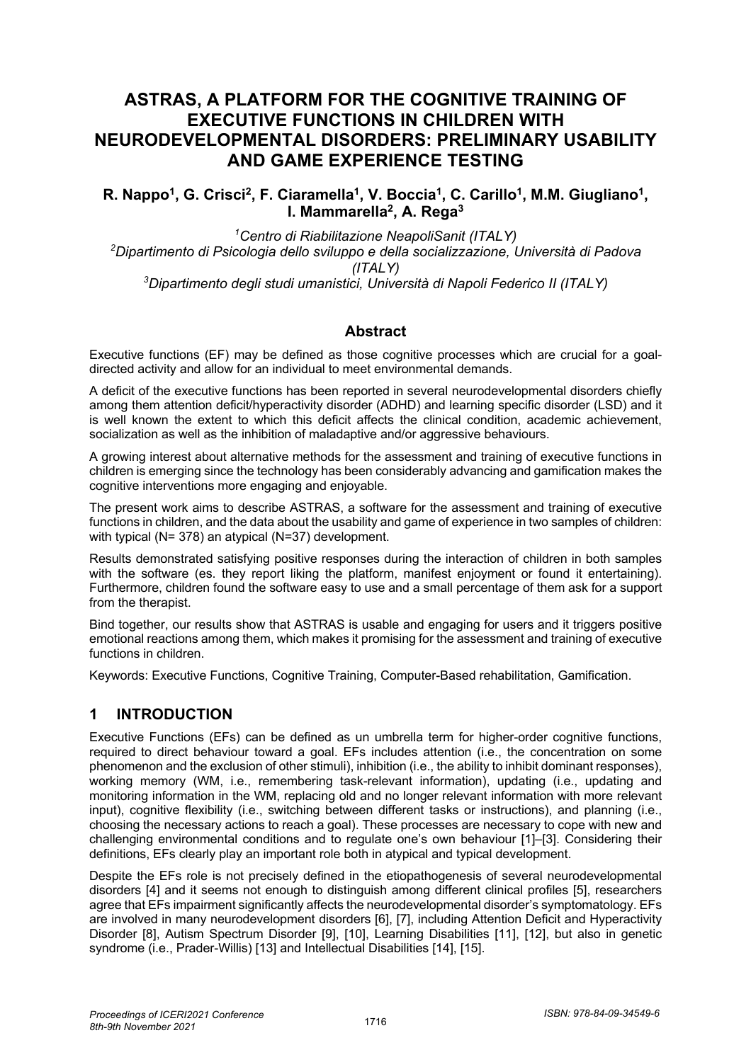# ASTRAS, A PLATFORM FOR THE COGNITIVE TRAINING OF EXECUTIVE FUNCTIONS IN CHILDREN WITH NEURODEVELOPMENTAL DISORDERS: PRELIMINARY USABILITY AND GAME EXPERIENCE TESTING

**R. Nappo[1], G. Crisci[2], F. Ciaramella[1], V. Boccia[1], C. Carillo[1], M.M. Giugliano[1], I. Mammarella[2], A. Rega[3]**

*[1]Centro di Riabilitazione NeapoliSanit (ITALY)*
*[2]Dipartimento di Psicologia dello sviluppo e della socializzazione, Università di Padova (ITALY)*
*[3]Dipartimento degli studi umanistici, Università di Napoli Federico II (ITALY)*

## Abstract

Executive functions (EF) may be defined as those cognitive processes which are crucial for a goal-directed activity and allow for an individual to meet environmental demands.

A deficit of the executive functions has been reported in several neurodevelopmental disorders chiefly among them attention deficit/hyperactivity disorder (ADHD) and learning specific disorder (LSD) and it is well known the extent to which this deficit affects the clinical condition, academic achievement, socialization as well as the inhibition of maladaptive and/or aggressive behaviours.

A growing interest about alternative methods for the assessment and training of executive functions in children is emerging since the technology has been considerably advancing and gamification makes the cognitive interventions more engaging and enjoyable.

The present work aims to describe ASTRAS, a software for the assessment and training of executive functions in children, and the data about the usability and game of experience in two samples of children: with typical (N= 378) an atypical (N=37) development.

Results demonstrated satisfying positive responses during the interaction of children in both samples with the software (es. they report liking the platform, manifest enjoyment or found it entertaining). Furthermore, children found the software easy to use and a small percentage of them ask for a support from the therapist.

Bind together, our results show that ASTRAS is usable and engaging for users and it triggers positive emotional reactions among them, which makes it promising for the assessment and training of executive functions in children.

Keywords: Executive Functions, Cognitive Training, Computer-Based rehabilitation, Gamification.

## 1 INTRODUCTION

Executive Functions (EFs) can be defined as un umbrella term for higher-order cognitive functions, required to direct behaviour toward a goal. EFs includes attention (i.e., the concentration on some phenomenon and the exclusion of other stimuli), inhibition (i.e., the ability to inhibit dominant responses), working memory (WM, i.e., remembering task-relevant information), updating (i.e., updating and monitoring information in the WM, replacing old and no longer relevant information with more relevant input), cognitive flexibility (i.e., switching between different tasks or instructions), and planning (i.e., choosing the necessary actions to reach a goal). These processes are necessary to cope with new and challenging environmental conditions and to regulate one's own behaviour [1]–[3]. Considering their definitions, EFs clearly play an important role both in atypical and typical development.

Despite the EFs role is not precisely defined in the etiopathogenesis of several neurodevelopmental disorders [4] and it seems not enough to distinguish among different clinical profiles [5], researchers agree that EFs impairment significantly affects the neurodevelopmental disorder's symptomatology. EFs are involved in many neurodevelopment disorders [6], [7], including Attention Deficit and Hyperactivity Disorder [8], Autism Spectrum Disorder [9], [10], Learning Disabilities [11], [12], but also in genetic syndrome (i.e., Prader-Willis) [13] and Intellectual Disabilities [14], [15].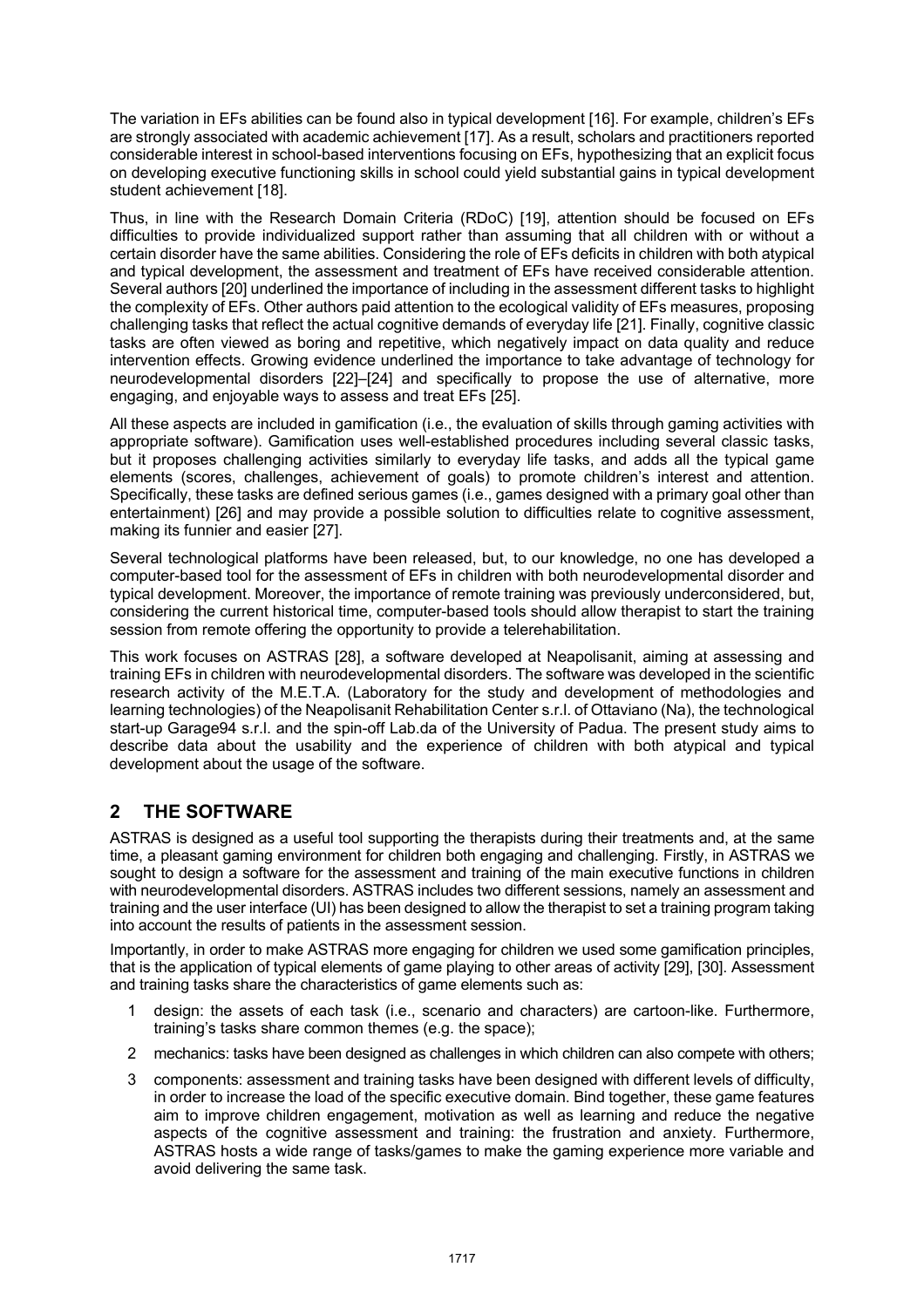The variation in EFs abilities can be found also in typical development [16]. For example, children's EFs are strongly associated with academic achievement [17]. As a result, scholars and practitioners reported considerable interest in school-based interventions focusing on EFs, hypothesizing that an explicit focus on developing executive functioning skills in school could yield substantial gains in typical development student achievement [18].

Thus, in line with the Research Domain Criteria (RDoC) [19], attention should be focused on EFs difficulties to provide individualized support rather than assuming that all children with or without a certain disorder have the same abilities. Considering the role of EFs deficits in children with both atypical and typical development, the assessment and treatment of EFs have received considerable attention. Several authors [20] underlined the importance of including in the assessment different tasks to highlight the complexity of EFs. Other authors paid attention to the ecological validity of EFs measures, proposing challenging tasks that reflect the actual cognitive demands of everyday life [21]. Finally, cognitive classic tasks are often viewed as boring and repetitive, which negatively impact on data quality and reduce intervention effects. Growing evidence underlined the importance to take advantage of technology for neurodevelopmental disorders [22]–[24] and specifically to propose the use of alternative, more engaging, and enjoyable ways to assess and treat EFs [25].

All these aspects are included in gamification (i.e., the evaluation of skills through gaming activities with appropriate software). Gamification uses well-established procedures including several classic tasks, but it proposes challenging activities similarly to everyday life tasks, and adds all the typical game elements (scores, challenges, achievement of goals) to promote children's interest and attention. Specifically, these tasks are defined serious games (i.e., games designed with a primary goal other than entertainment) [26] and may provide a possible solution to difficulties relate to cognitive assessment, making its funnier and easier [27].

Several technological platforms have been released, but, to our knowledge, no one has developed a computer-based tool for the assessment of EFs in children with both neurodevelopmental disorder and typical development. Moreover, the importance of remote training was previously underconsidered, but, considering the current historical time, computer-based tools should allow therapist to start the training session from remote offering the opportunity to provide a telerehabilitation.

This work focuses on ASTRAS [28], a software developed at Neapolisanit, aiming at assessing and training EFs in children with neurodevelopmental disorders. The software was developed in the scientific research activity of the M.E.T.A. (Laboratory for the study and development of methodologies and learning technologies) of the Neapolisanit Rehabilitation Center s.r.l. of Ottaviano (Na), the technological start-up Garage94 s.r.l. and the spin-off Lab.da of the University of Padua. The present study aims to describe data about the usability and the experience of children with both atypical and typical development about the usage of the software.

## 2 THE SOFTWARE

ASTRAS is designed as a useful tool supporting the therapists during their treatments and, at the same time, a pleasant gaming environment for children both engaging and challenging. Firstly, in ASTRAS we sought to design a software for the assessment and training of the main executive functions in children with neurodevelopmental disorders. ASTRAS includes two different sessions, namely an assessment and training and the user interface (UI) has been designed to allow the therapist to set a training program taking into account the results of patients in the assessment session.

Importantly, in order to make ASTRAS more engaging for children we used some gamification principles, that is the application of typical elements of game playing to other areas of activity [29], [30]. Assessment and training tasks share the characteristics of game elements such as:

1. design: the assets of each task (i.e., scenario and characters) are cartoon-like. Furthermore, training's tasks share common themes (e.g. the space);
2. mechanics: tasks have been designed as challenges in which children can also compete with others;
3. components: assessment and training tasks have been designed with different levels of difficulty, in order to increase the load of the specific executive domain. Bind together, these game features aim to improve children engagement, motivation as well as learning and reduce the negative aspects of the cognitive assessment and training: the frustration and anxiety. Furthermore, ASTRAS hosts a wide range of tasks/games to make the gaming experience more variable and avoid delivering the same task.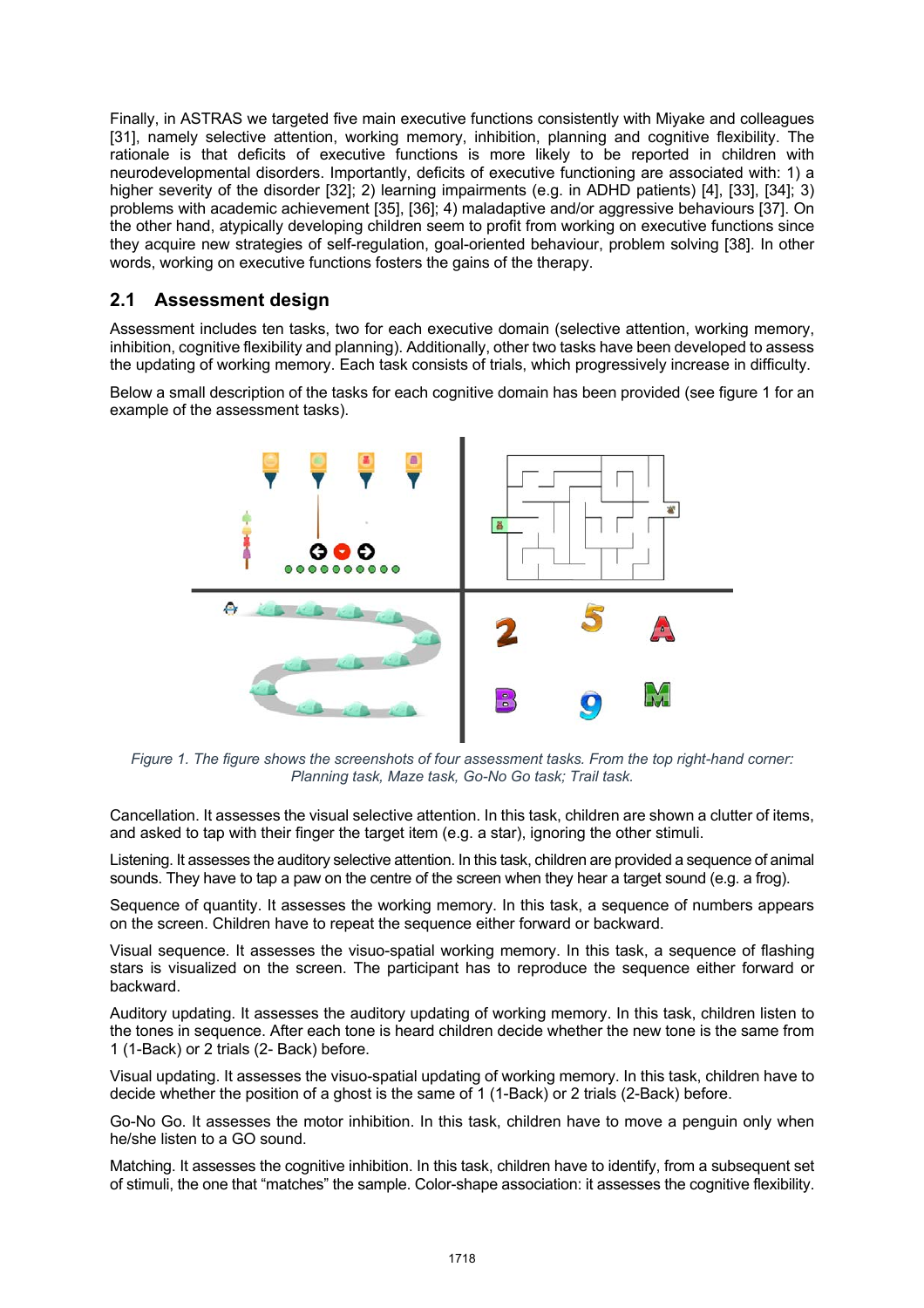Finally, in ASTRAS we targeted five main executive functions consistently with Miyake and colleagues [31], namely selective attention, working memory, inhibition, planning and cognitive flexibility. The rationale is that deficits of executive functions is more likely to be reported in children with neurodevelopmental disorders. Importantly, deficits of executive functioning are associated with: 1) a higher severity of the disorder [32]; 2) learning impairments (e.g. in ADHD patients) [4], [33], [34]; 3) problems with academic achievement [35], [36]; 4) maladaptive and/or aggressive behaviours [37]. On the other hand, atypically developing children seem to profit from working on executive functions since they acquire new strategies of self-regulation, goal-oriented behaviour, problem solving [38]. In other words, working on executive functions fosters the gains of the therapy.

## 2.1 Assessment design

Assessment includes ten tasks, two for each executive domain (selective attention, working memory, inhibition, cognitive flexibility and planning). Additionally, other two tasks have been developed to assess the updating of working memory. Each task consists of trials, which progressively increase in difficulty.

Below a small description of the tasks for each cognitive domain has been provided (see figure 1 for an example of the assessment tasks).

*Figure 1. The figure shows the screenshots of four assessment tasks. From the top right-hand corner: Planning task, Maze task, Go-No Go task; Trail task.*

Cancellation. It assesses the visual selective attention. In this task, children are shown a clutter of items, and asked to tap with their finger the target item (e.g. a star), ignoring the other stimuli.

Listening. It assesses the auditory selective attention. In this task, children are provided a sequence of animal sounds. They have to tap a paw on the centre of the screen when they hear a target sound (e.g. a frog).

Sequence of quantity. It assesses the working memory. In this task, a sequence of numbers appears on the screen. Children have to repeat the sequence either forward or backward.

Visual sequence. It assesses the visuo-spatial working memory. In this task, a sequence of flashing stars is visualized on the screen. The participant has to reproduce the sequence either forward or backward.

Auditory updating. It assesses the auditory updating of working memory. In this task, children listen to the tones in sequence. After each tone is heard children decide whether the new tone is the same from 1 (1-Back) or 2 trials (2- Back) before.

Visual updating. It assesses the visuo-spatial updating of working memory. In this task, children have to decide whether the position of a ghost is the same of 1 (1-Back) or 2 trials (2-Back) before.

Go-No Go. It assesses the motor inhibition. In this task, children have to move a penguin only when he/she listen to a GO sound.

Matching. It assesses the cognitive inhibition. In this task, children have to identify, from a subsequent set of stimuli, the one that "matches" the sample. Color-shape association: it assesses the cognitive flexibility.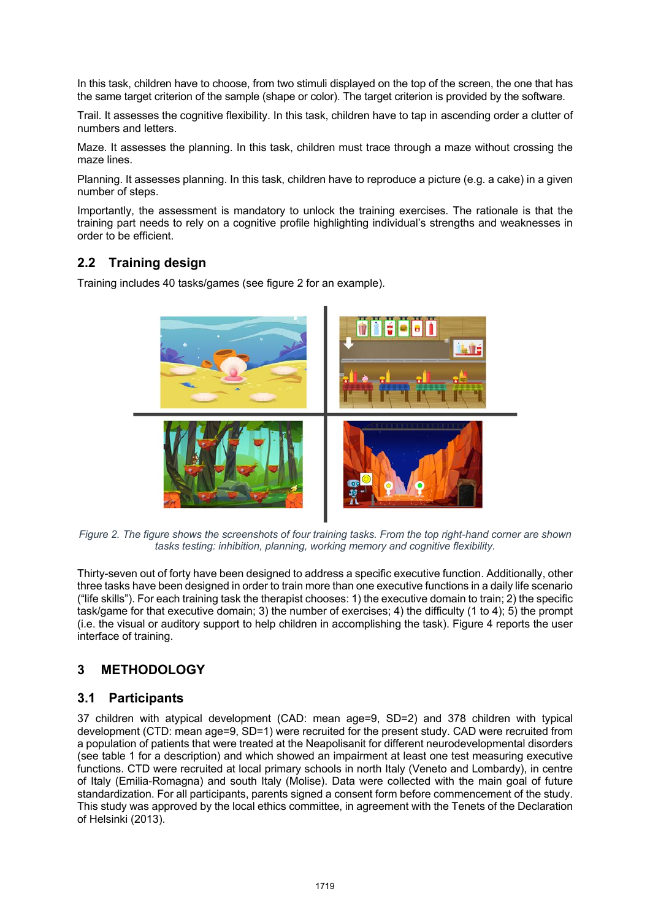In this task, children have to choose, from two stimuli displayed on the top of the screen, the one that has the same target criterion of the sample (shape or color). The target criterion is provided by the software.

Trail. It assesses the cognitive flexibility. In this task, children have to tap in ascending order a clutter of numbers and letters.

Maze. It assesses the planning. In this task, children must trace through a maze without crossing the maze lines.

Planning. It assesses planning. In this task, children have to reproduce a picture (e.g. a cake) in a given number of steps.

Importantly, the assessment is mandatory to unlock the training exercises. The rationale is that the training part needs to rely on a cognitive profile highlighting individual's strengths and weaknesses in order to be efficient.

## 2.2 Training design

Training includes 40 tasks/games (see figure 2 for an example).

*Figure 2. The figure shows the screenshots of four training tasks. From the top right-hand corner are shown tasks testing: inhibition, planning, working memory and cognitive flexibility.*

Thirty-seven out of forty have been designed to address a specific executive function. Additionally, other three tasks have been designed in order to train more than one executive functions in a daily life scenario ("life skills"). For each training task the therapist chooses: 1) the executive domain to train; 2) the specific task/game for that executive domain; 3) the number of exercises; 4) the difficulty (1 to 4); 5) the prompt (i.e. the visual or auditory support to help children in accomplishing the task). Figure 4 reports the user interface of training.

# 3 METHODOLOGY

## 3.1 Participants

37 children with atypical development (CAD: mean age=9, SD=2) and 378 children with typical development (CTD: mean age=9, SD=1) were recruited for the present study. CAD were recruited from a population of patients that were treated at the Neapolisanit for different neurodevelopmental disorders (see table 1 for a description) and which showed an impairment at least one test measuring executive functions. CTD were recruited at local primary schools in north Italy (Veneto and Lombardy), in centre of Italy (Emilia-Romagna) and south Italy (Molise). Data were collected with the main goal of future standardization. For all participants, parents signed a consent form before commencement of the study. This study was approved by the local ethics committee, in agreement with the Tenets of the Declaration of Helsinki (2013).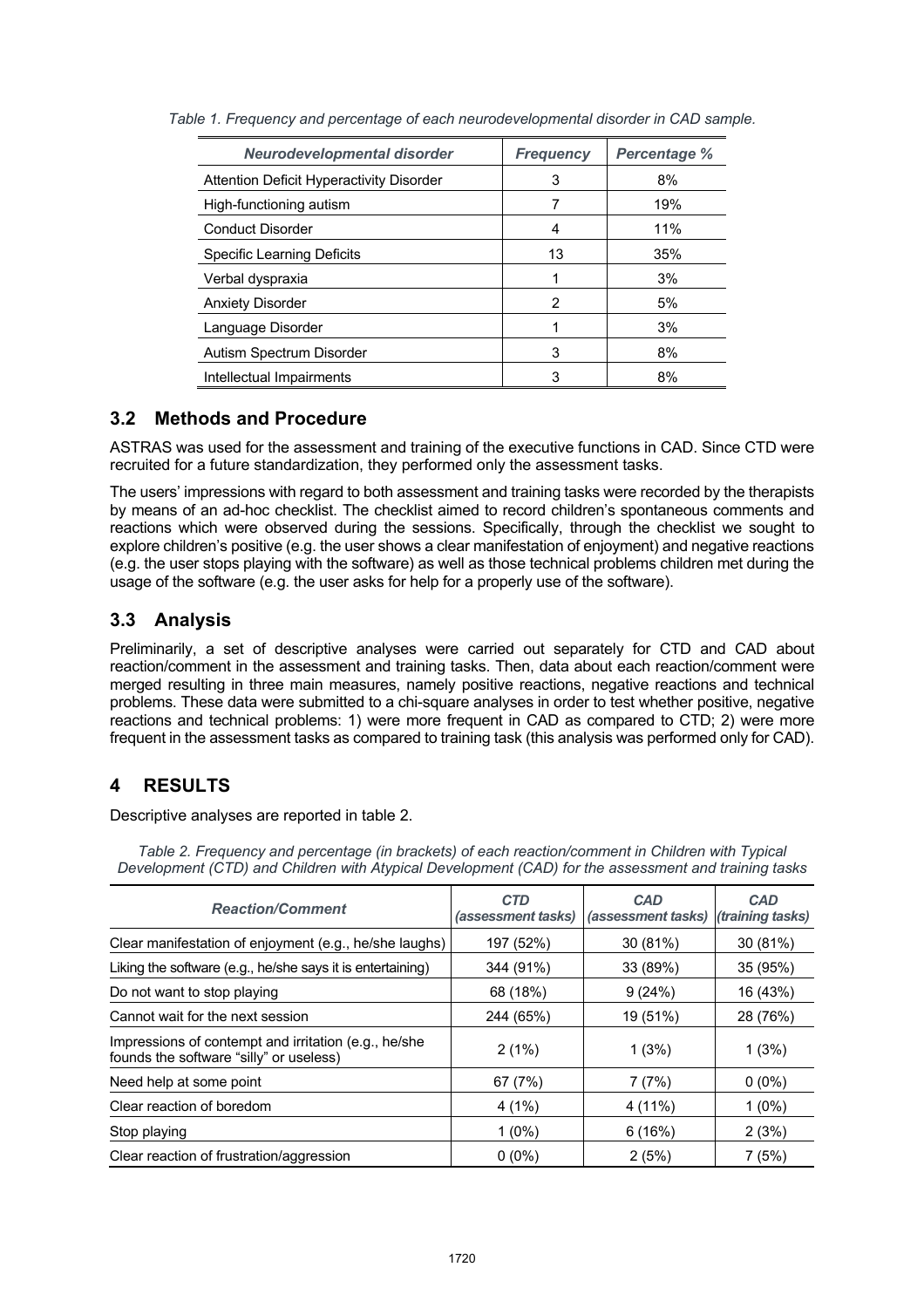*Table 1. Frequency and percentage of each neurodevelopmental disorder in CAD sample.*

| *Neurodevelopmental disorder* | *Frequency* | *Percentage %* |
|---|---|---|
| Attention Deficit Hyperactivity Disorder | 3 | 8% |
| High-functioning autism | 7 | 19% |
| Conduct Disorder | 4 | 11% |
| Specific Learning Deficits | 13 | 35% |
| Verbal dyspraxia | 1 | 3% |
| Anxiety Disorder | 2 | 5% |
| Language Disorder | 1 | 3% |
| Autism Spectrum Disorder | 3 | 8% |
| Intellectual Impairments | 3 | 8% |

## 3.2 Methods and Procedure

ASTRAS was used for the assessment and training of the executive functions in CAD. Since CTD were recruited for a future standardization, they performed only the assessment tasks.

The users' impressions with regard to both assessment and training tasks were recorded by the therapists by means of an ad-hoc checklist. The checklist aimed to record children's spontaneous comments and reactions which were observed during the sessions. Specifically, through the checklist we sought to explore children's positive (e.g. the user shows a clear manifestation of enjoyment) and negative reactions (e.g. the user stops playing with the software) as well as those technical problems children met during the usage of the software (e.g. the user asks for help for a properly use of the software).

## 3.3 Analysis

Preliminarily, a set of descriptive analyses were carried out separately for CTD and CAD about reaction/comment in the assessment and training tasks. Then, data about each reaction/comment were merged resulting in three main measures, namely positive reactions, negative reactions and technical problems. These data were submitted to a chi-square analyses in order to test whether positive, negative reactions and technical problems: 1) were more frequent in CAD as compared to CTD; 2) were more frequent in the assessment tasks as compared to training task (this analysis was performed only for CAD).

# 4 RESULTS

Descriptive analyses are reported in table 2.

*Table 2. Frequency and percentage (in brackets) of each reaction/comment in Children with Typical Development (CTD) and Children with Atypical Development (CAD) for the assessment and training tasks*

| *Reaction/Comment* | *CTD (assessment tasks)* | *CAD (assessment tasks)* | *CAD (training tasks)* |
|---|---|---|---|
| Clear manifestation of enjoyment (e.g., he/she laughs) | 197 (52%) | 30 (81%) | 30 (81%) |
| Liking the software (e.g., he/she says it is entertaining) | 344 (91%) | 33 (89%) | 35 (95%) |
| Do not want to stop playing | 68 (18%) | 9 (24%) | 16 (43%) |
| Cannot wait for the next session | 244 (65%) | 19 (51%) | 28 (76%) |
| Impressions of contempt and irritation (e.g., he/she founds the software "silly" or useless) | 2 (1%) | 1 (3%) | 1 (3%) |
| Need help at some point | 67 (7%) | 7 (7%) | 0 (0%) |
| Clear reaction of boredom | 4 (1%) | 4 (11%) | 1 (0%) |
| Stop playing | 1 (0%) | 6 (16%) | 2 (3%) |
| Clear reaction of frustration/aggression | 0 (0%) | 2 (5%) | 7 (5%) |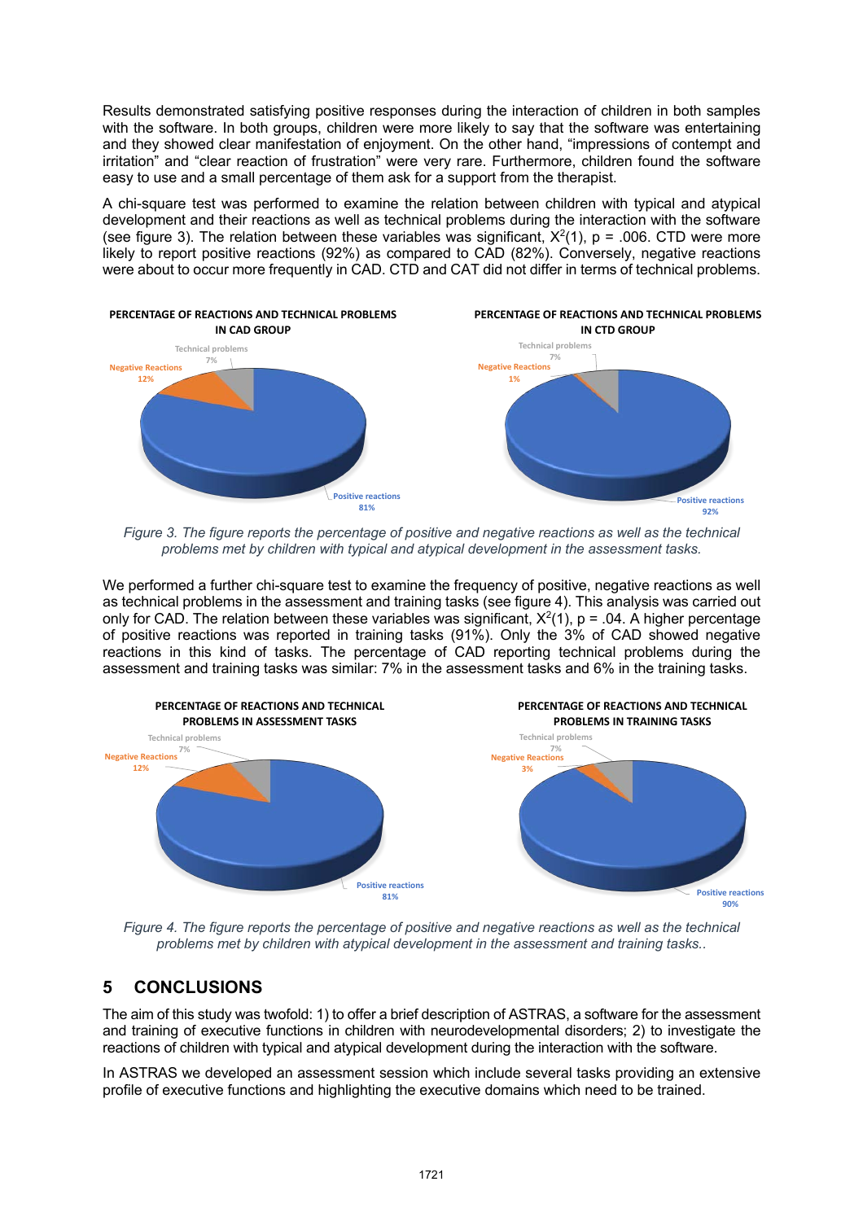Results demonstrated satisfying positive responses during the interaction of children in both samples with the software. In both groups, children were more likely to say that the software was entertaining and they showed clear manifestation of enjoyment. On the other hand, "impressions of contempt and irritation" and "clear reaction of frustration" were very rare. Furthermore, children found the software easy to use and a small percentage of them ask for a support from the therapist.

A chi-square test was performed to examine the relation between children with typical and atypical development and their reactions as well as technical problems during the interaction with the software (see figure 3). The relation between these variables was significant, $X^2(1)$, $p = .006$. CTD were more likely to report positive reactions (92%) as compared to CAD (82%). Conversely, negative reactions were about to occur more frequently in CAD. CTD and CAT did not differ in terms of technical problems.

PERCENTAGE OF REACTIONS AND TECHNICAL PROBLEMS IN CAD GROUP

Technical problems 7%; Negative Reactions 12%; Positive reactions 81%

PERCENTAGE OF REACTIONS AND TECHNICAL PROBLEMS IN CTD GROUP

Technical problems 7%; Negative Reactions 1%; Positive reactions 92%

*Figure 3. The figure reports the percentage of positive and negative reactions as well as the technical problems met by children with typical and atypical development in the assessment tasks.*

We performed a further chi-square test to examine the frequency of positive, negative reactions as well as technical problems in the assessment and training tasks (see figure 4). This analysis was carried out only for CAD. The relation between these variables was significant, $X^2(1)$, $p = .04$. A higher percentage of positive reactions was reported in training tasks (91%). Only the 3% of CAD showed negative reactions in this kind of tasks. The percentage of CAD reporting technical problems during the assessment and training tasks was similar: 7% in the assessment tasks and 6% in the training tasks.

PERCENTAGE OF REACTIONS AND TECHNICAL PROBLEMS IN ASSESSMENT TASKS

Technical problems 7%; Negative Reactions 12%; Positive reactions 81%

PERCENTAGE OF REACTIONS AND TECHNICAL PROBLEMS IN TRAINING TASKS

Technical problems 7%; Negative Reactions 3%; Positive reactions 90%

*Figure 4. The figure reports the percentage of positive and negative reactions as well as the technical problems met by children with atypical development in the assessment and training tasks..*

## 5 CONCLUSIONS

The aim of this study was twofold: 1) to offer a brief description of ASTRAS, a software for the assessment and training of executive functions in children with neurodevelopmental disorders; 2) to investigate the reactions of children with typical and atypical development during the interaction with the software.

In ASTRAS we developed an assessment session which include several tasks providing an extensive profile of executive functions and highlighting the executive domains which need to be trained.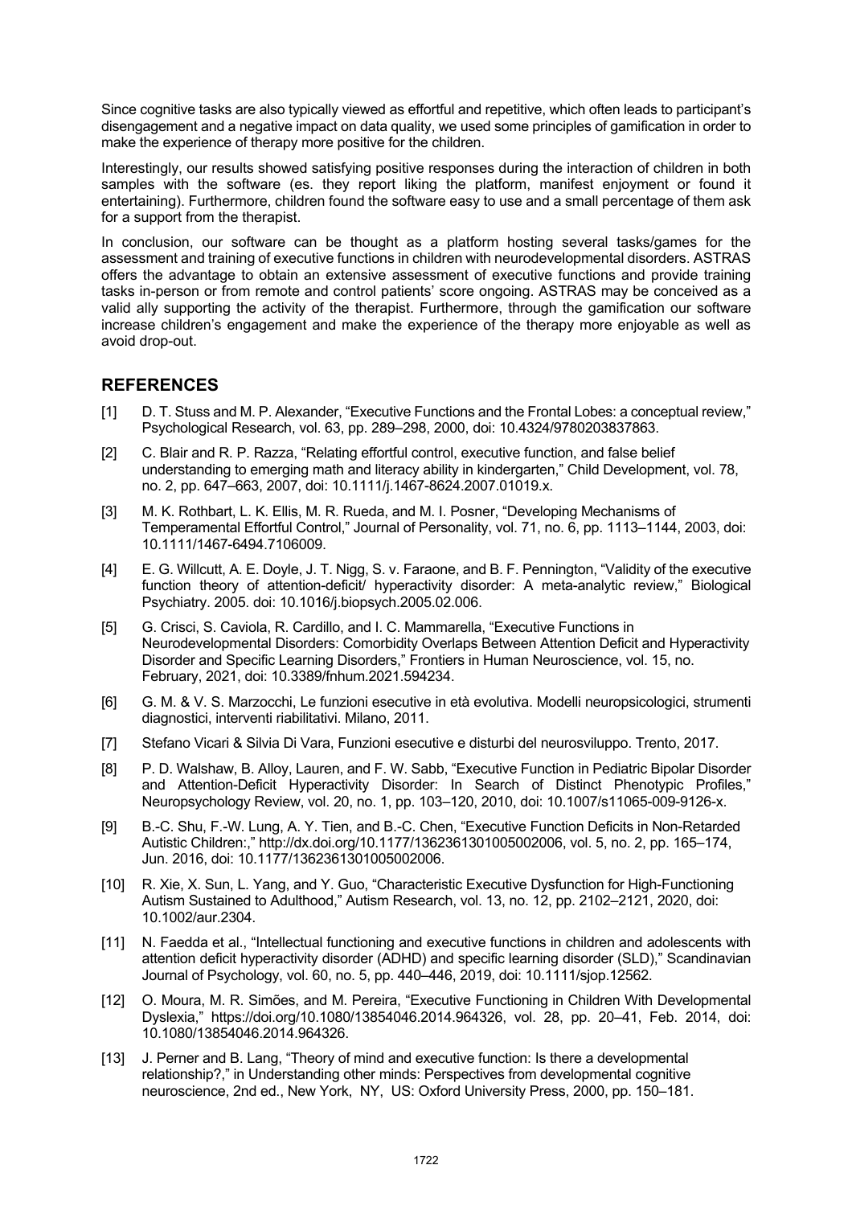Since cognitive tasks are also typically viewed as effortful and repetitive, which often leads to participant's disengagement and a negative impact on data quality, we used some principles of gamification in order to make the experience of therapy more positive for the children.

Interestingly, our results showed satisfying positive responses during the interaction of children in both samples with the software (es. they report liking the platform, manifest enjoyment or found it entertaining). Furthermore, children found the software easy to use and a small percentage of them ask for a support from the therapist.

In conclusion, our software can be thought as a platform hosting several tasks/games for the assessment and training of executive functions in children with neurodevelopmental disorders. ASTRAS offers the advantage to obtain an extensive assessment of executive functions and provide training tasks in-person or from remote and control patients' score ongoing. ASTRAS may be conceived as a valid ally supporting the activity of the therapist. Furthermore, through the gamification our software increase children's engagement and make the experience of the therapy more enjoyable as well as avoid drop-out.

## REFERENCES

[1] D. T. Stuss and M. P. Alexander, "Executive Functions and the Frontal Lobes: a conceptual review," Psychological Research, vol. 63, pp. 289–298, 2000, doi: 10.4324/9780203837863.

[2] C. Blair and R. P. Razza, "Relating effortful control, executive function, and false belief understanding to emerging math and literacy ability in kindergarten," Child Development, vol. 78, no. 2, pp. 647–663, 2007, doi: 10.1111/j.1467-8624.2007.01019.x.

[3] M. K. Rothbart, L. K. Ellis, M. R. Rueda, and M. I. Posner, "Developing Mechanisms of Temperamental Effortful Control," Journal of Personality, vol. 71, no. 6, pp. 1113–1144, 2003, doi: 10.1111/1467-6494.7106009.

[4] E. G. Willcutt, A. E. Doyle, J. T. Nigg, S. v. Faraone, and B. F. Pennington, "Validity of the executive function theory of attention-deficit/ hyperactivity disorder: A meta-analytic review," Biological Psychiatry. 2005. doi: 10.1016/j.biopsych.2005.02.006.

[5] G. Crisci, S. Caviola, R. Cardillo, and I. C. Mammarella, "Executive Functions in Neurodevelopmental Disorders: Comorbidity Overlaps Between Attention Deficit and Hyperactivity Disorder and Specific Learning Disorders," Frontiers in Human Neuroscience, vol. 15, no. February, 2021, doi: 10.3389/fnhum.2021.594234.

[6] G. M. & V. S. Marzocchi, Le funzioni esecutive in età evolutiva. Modelli neuropsicologici, strumenti diagnostici, interventi riabilitativi. Milano, 2011.

[7] Stefano Vicari & Silvia Di Vara, Funzioni esecutive e disturbi del neurosviluppo. Trento, 2017.

[8] P. D. Walshaw, B. Alloy, Lauren, and F. W. Sabb, "Executive Function in Pediatric Bipolar Disorder and Attention-Deficit Hyperactivity Disorder: In Search of Distinct Phenotypic Profiles," Neuropsychology Review, vol. 20, no. 1, pp. 103–120, 2010, doi: 10.1007/s11065-009-9126-x.

[9] B.-C. Shu, F.-W. Lung, A. Y. Tien, and B.-C. Chen, "Executive Function Deficits in Non-Retarded Autistic Children:," http://dx.doi.org/10.1177/1362361301005002006, vol. 5, no. 2, pp. 165–174, Jun. 2016, doi: 10.1177/1362361301005002006.

[10] R. Xie, X. Sun, L. Yang, and Y. Guo, "Characteristic Executive Dysfunction for High-Functioning Autism Sustained to Adulthood," Autism Research, vol. 13, no. 12, pp. 2102–2121, 2020, doi: 10.1002/aur.2304.

[11] N. Faedda et al., "Intellectual functioning and executive functions in children and adolescents with attention deficit hyperactivity disorder (ADHD) and specific learning disorder (SLD)," Scandinavian Journal of Psychology, vol. 60, no. 5, pp. 440–446, 2019, doi: 10.1111/sjop.12562.

[12] O. Moura, M. R. Simões, and M. Pereira, "Executive Functioning in Children With Developmental Dyslexia," https://doi.org/10.1080/13854046.2014.964326, vol. 28, pp. 20–41, Feb. 2014, doi: 10.1080/13854046.2014.964326.

[13] J. Perner and B. Lang, "Theory of mind and executive function: Is there a developmental relationship?," in Understanding other minds: Perspectives from developmental cognitive neuroscience, 2nd ed., New York, NY, US: Oxford University Press, 2000, pp. 150–181.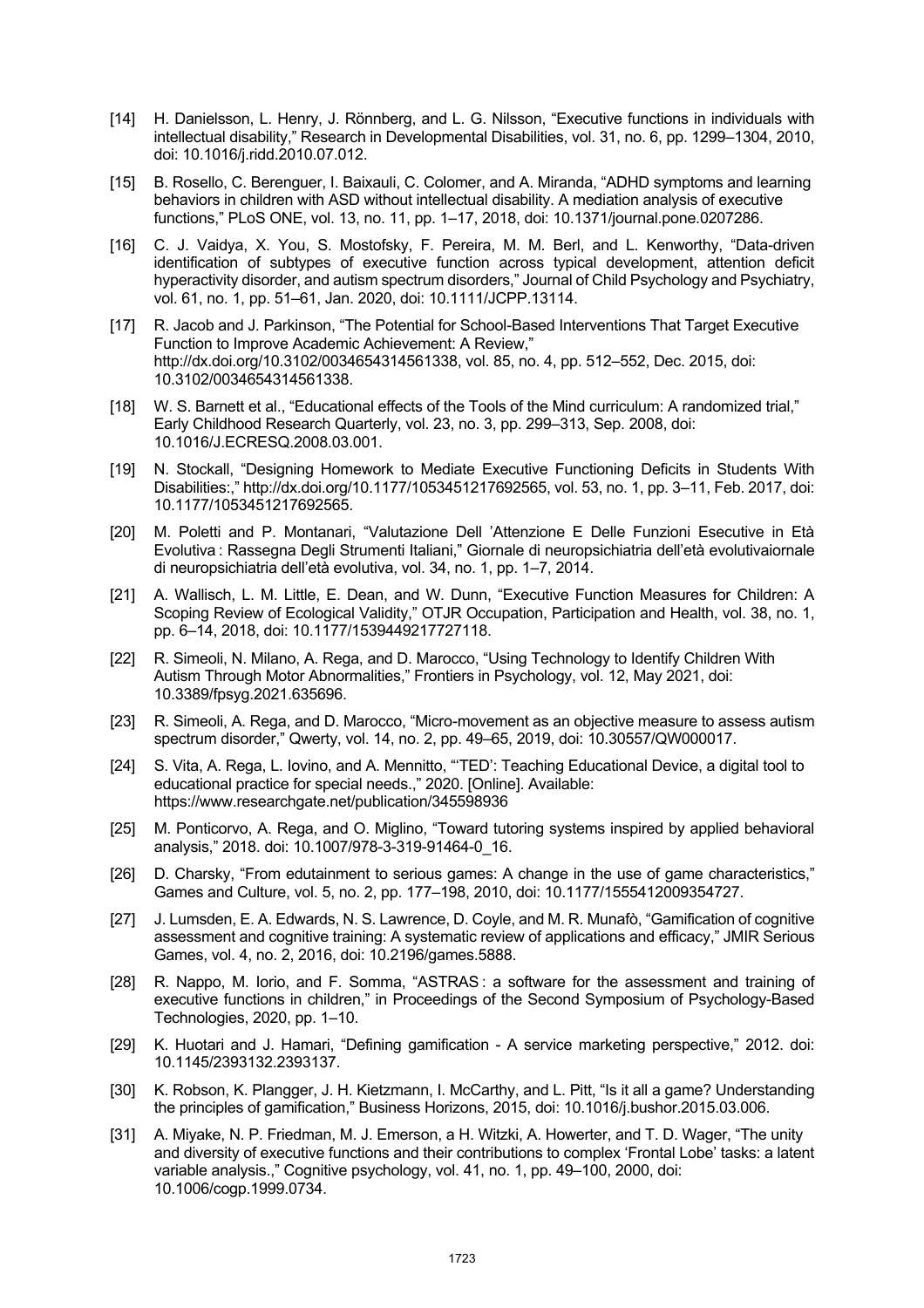[14] H. Danielsson, L. Henry, J. Rönnberg, and L. G. Nilsson, "Executive functions in individuals with intellectual disability," Research in Developmental Disabilities, vol. 31, no. 6, pp. 1299–1304, 2010, doi: 10.1016/j.ridd.2010.07.012.

[15] B. Rosello, C. Berenguer, I. Baixauli, C. Colomer, and A. Miranda, "ADHD symptoms and learning behaviors in children with ASD without intellectual disability. A mediation analysis of executive functions," PLoS ONE, vol. 13, no. 11, pp. 1–17, 2018, doi: 10.1371/journal.pone.0207286.

[16] C. J. Vaidya, X. You, S. Mostofsky, F. Pereira, M. M. Berl, and L. Kenworthy, "Data-driven identification of subtypes of executive function across typical development, attention deficit hyperactivity disorder, and autism spectrum disorders," Journal of Child Psychology and Psychiatry, vol. 61, no. 1, pp. 51–61, Jan. 2020, doi: 10.1111/JCPP.13114.

[17] R. Jacob and J. Parkinson, "The Potential for School-Based Interventions That Target Executive Function to Improve Academic Achievement: A Review," http://dx.doi.org/10.3102/0034654314561338, vol. 85, no. 4, pp. 512–552, Dec. 2015, doi: 10.3102/0034654314561338.

[18] W. S. Barnett et al., "Educational effects of the Tools of the Mind curriculum: A randomized trial," Early Childhood Research Quarterly, vol. 23, no. 3, pp. 299–313, Sep. 2008, doi: 10.1016/J.ECRESQ.2008.03.001.

[19] N. Stockall, "Designing Homework to Mediate Executive Functioning Deficits in Students With Disabilities:," http://dx.doi.org/10.1177/1053451217692565, vol. 53, no. 1, pp. 3–11, Feb. 2017, doi: 10.1177/1053451217692565.

[20] M. Poletti and P. Montanari, "Valutazione Dell 'Attenzione E Delle Funzioni Esecutive in Età Evolutiva : Rassegna Degli Strumenti Italiani," Giornale di neuropsichiatria dell'età evolutivaiornale di neuropsichiatria dell'età evolutiva, vol. 34, no. 1, pp. 1–7, 2014.

[21] A. Wallisch, L. M. Little, E. Dean, and W. Dunn, "Executive Function Measures for Children: A Scoping Review of Ecological Validity," OTJR Occupation, Participation and Health, vol. 38, no. 1, pp. 6–14, 2018, doi: 10.1177/1539449217727118.

[22] R. Simeoli, N. Milano, A. Rega, and D. Marocco, "Using Technology to Identify Children With Autism Through Motor Abnormalities," Frontiers in Psychology, vol. 12, May 2021, doi: 10.3389/fpsyg.2021.635696.

[23] R. Simeoli, A. Rega, and D. Marocco, "Micro-movement as an objective measure to assess autism spectrum disorder," Qwerty, vol. 14, no. 2, pp. 49–65, 2019, doi: 10.30557/QW000017.

[24] S. Vita, A. Rega, L. Iovino, and A. Mennitto, "'TED': Teaching Educational Device, a digital tool to educational practice for special needs.," 2020. [Online]. Available: https://www.researchgate.net/publication/345598936

[25] M. Ponticorvo, A. Rega, and O. Miglino, "Toward tutoring systems inspired by applied behavioral analysis," 2018. doi: 10.1007/978-3-319-91464-0_16.

[26] D. Charsky, "From edutainment to serious games: A change in the use of game characteristics," Games and Culture, vol. 5, no. 2, pp. 177–198, 2010, doi: 10.1177/1555412009354727.

[27] J. Lumsden, E. A. Edwards, N. S. Lawrence, D. Coyle, and M. R. Munafò, "Gamification of cognitive assessment and cognitive training: A systematic review of applications and efficacy," JMIR Serious Games, vol. 4, no. 2, 2016, doi: 10.2196/games.5888.

[28] R. Nappo, M. Iorio, and F. Somma, "ASTRAS : a software for the assessment and training of executive functions in children," in Proceedings of the Second Symposium of Psychology-Based Technologies, 2020, pp. 1–10.

[29] K. Huotari and J. Hamari, "Defining gamification - A service marketing perspective," 2012. doi: 10.1145/2393132.2393137.

[30] K. Robson, K. Plangger, J. H. Kietzmann, I. McCarthy, and L. Pitt, "Is it all a game? Understanding the principles of gamification," Business Horizons, 2015, doi: 10.1016/j.bushor.2015.03.006.

[31] A. Miyake, N. P. Friedman, M. J. Emerson, a H. Witzki, A. Howerter, and T. D. Wager, "The unity and diversity of executive functions and their contributions to complex 'Frontal Lobe' tasks: a latent variable analysis.," Cognitive psychology, vol. 41, no. 1, pp. 49–100, 2000, doi: 10.1006/cogp.1999.0734.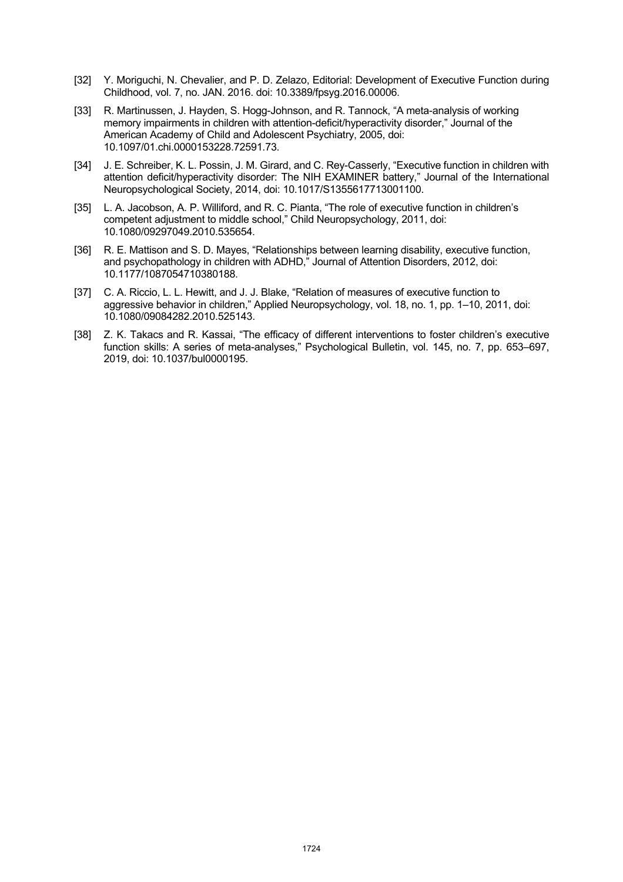[32] Y. Moriguchi, N. Chevalier, and P. D. Zelazo, Editorial: Development of Executive Function during Childhood, vol. 7, no. JAN. 2016. doi: 10.3389/fpsyg.2016.00006.

[33] R. Martinussen, J. Hayden, S. Hogg-Johnson, and R. Tannock, "A meta-analysis of working memory impairments in children with attention-deficit/hyperactivity disorder," Journal of the American Academy of Child and Adolescent Psychiatry, 2005, doi: 10.1097/01.chi.0000153228.72591.73.

[34] J. E. Schreiber, K. L. Possin, J. M. Girard, and C. Rey-Casserly, "Executive function in children with attention deficit/hyperactivity disorder: The NIH EXAMINER battery," Journal of the International Neuropsychological Society, 2014, doi: 10.1017/S1355617713001100.

[35] L. A. Jacobson, A. P. Williford, and R. C. Pianta, "The role of executive function in children's competent adjustment to middle school," Child Neuropsychology, 2011, doi: 10.1080/09297049.2010.535654.

[36] R. E. Mattison and S. D. Mayes, "Relationships between learning disability, executive function, and psychopathology in children with ADHD," Journal of Attention Disorders, 2012, doi: 10.1177/1087054710380188.

[37] C. A. Riccio, L. L. Hewitt, and J. J. Blake, "Relation of measures of executive function to aggressive behavior in children," Applied Neuropsychology, vol. 18, no. 1, pp. 1–10, 2011, doi: 10.1080/09084282.2010.525143.

[38] Z. K. Takacs and R. Kassai, "The efficacy of different interventions to foster children's executive function skills: A series of meta-analyses," Psychological Bulletin, vol. 145, no. 7, pp. 653–697, 2019, doi: 10.1037/bul0000195.